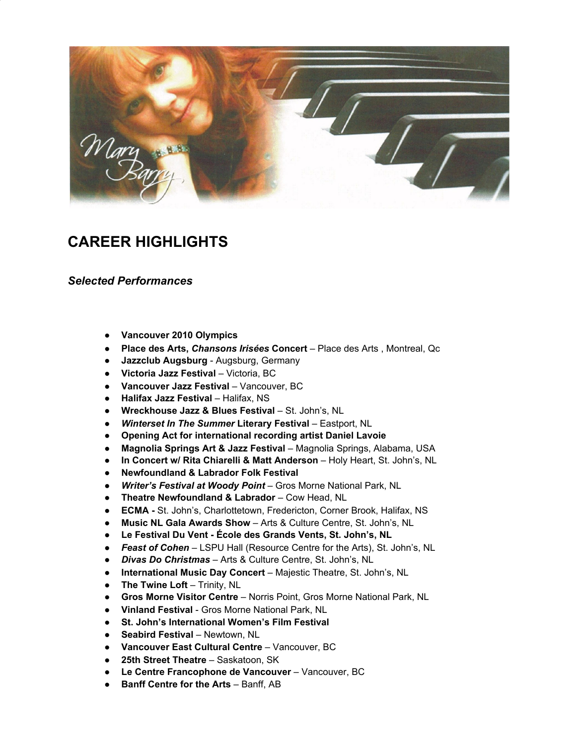# CAREER HIGHLIGHTS

### *Selected Performances*

- **Vancouver 2010 Olympics**
- **Place des Arts, *Chansons Irisées* Concert** – Place des Arts , Montreal, Qc
- **Jazzclub Augsburg** - Augsburg, Germany
- **Victoria Jazz Festival** – Victoria, BC
- **Vancouver Jazz Festival** – Vancouver, BC
- **Halifax Jazz Festival** – Halifax, NS
- **Wreckhouse Jazz & Blues Festival** – St. John's, NL
- ***Winterset In The Summer* Literary Festival** – Eastport, NL
- **Opening Act for international recording artist Daniel Lavoie**
- **Magnolia Springs Art & Jazz Festival** – Magnolia Springs, Alabama, USA
- **In Concert w/ Rita Chiarelli & Matt Anderson** – Holy Heart, St. John's, NL
- **Newfoundland & Labrador Folk Festival**
- ***Writer's Festival at Woody Point*** – Gros Morne National Park, NL
- **Theatre Newfoundland & Labrador** – Cow Head, NL
- **ECMA -** St. John's, Charlottetown, Fredericton, Corner Brook, Halifax, NS
- **Music NL Gala Awards Show** – Arts & Culture Centre, St. John's, NL
- **Le Festival Du Vent - École des Grands Vents, St. John's, NL**
- ***Feast of Cohen*** – LSPU Hall (Resource Centre for the Arts), St. John's, NL
- ***Divas Do Christmas*** – Arts & Culture Centre, St. John's, NL
- **International Music Day Concert** – Majestic Theatre, St. John's, NL
- **The Twine Loft** – Trinity, NL
- **Gros Morne Visitor Centre** – Norris Point, Gros Morne National Park, NL
- **Vinland Festival** - Gros Morne National Park, NL
- **St. John's International Women's Film Festival**
- **Seabird Festival** – Newtown, NL
- **Vancouver East Cultural Centre** – Vancouver, BC
- **25th Street Theatre** – Saskatoon, SK
- **Le Centre Francophone de Vancouver** – Vancouver, BC
- **Banff Centre for the Arts** – Banff, AB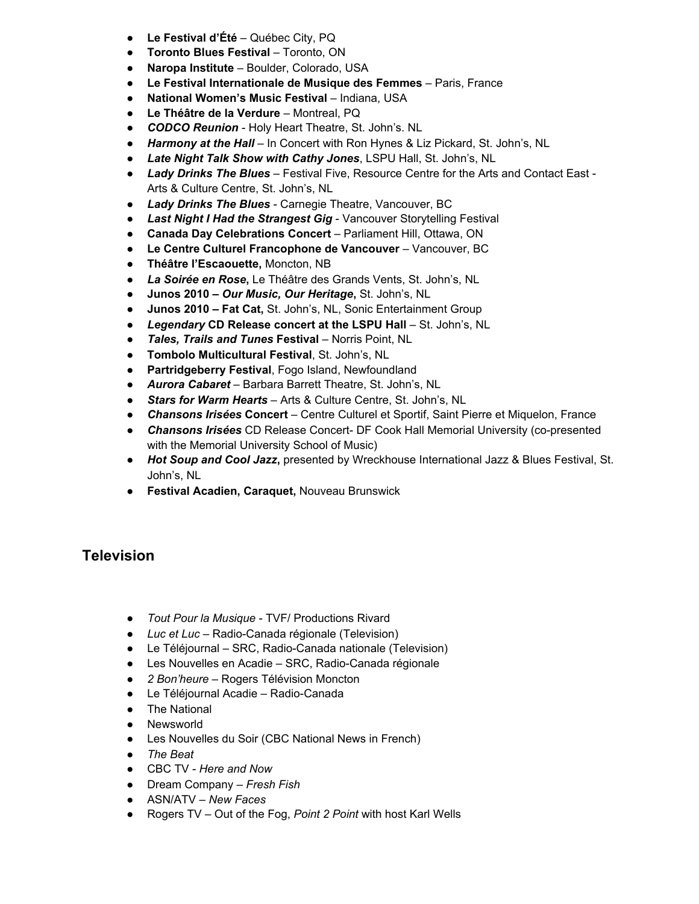- **Le Festival d'Été** – Québec City, PQ
- **Toronto Blues Festival** – Toronto, ON
- **Naropa Institute** – Boulder, Colorado, USA
- **Le Festival Internationale de Musique des Femmes** – Paris, France
- **National Women's Music Festival** – Indiana, USA
- **Le Théâtre de la Verdure** – Montreal, PQ
- ***CODCO Reunion*** - Holy Heart Theatre, St. John's. NL
- ***Harmony at the Hall*** – In Concert with Ron Hynes & Liz Pickard, St. John's, NL
- ***Late Night Talk Show with Cathy Jones***, LSPU Hall, St. John's, NL
- ***Lady Drinks The Blues*** – Festival Five, Resource Centre for the Arts and Contact East - Arts & Culture Centre, St. John's, NL
- ***Lady Drinks The Blues*** - Carnegie Theatre, Vancouver, BC
- ***Last Night I Had the Strangest Gig*** - Vancouver Storytelling Festival
- **Canada Day Celebrations Concert** – Parliament Hill, Ottawa, ON
- **Le Centre Culturel Francophone de Vancouver** – Vancouver, BC
- **Théâtre l'Escaouette,** Moncton, NB
- ***La Soirée en Rose***, Le Théâtre des Grands Vents, St. John's, NL
- **Junos 2010 – *Our Music, Our Heritage*,** St. John's, NL
- **Junos 2010 – Fat Cat,** St. John's, NL, Sonic Entertainment Group
- ***Legendary* CD Release concert at the LSPU Hall** – St. John's, NL
- ***Tales, Trails and Tunes* Festival** – Norris Point, NL
- **Tombolo Multicultural Festival**, St. John's, NL
- **Partridgeberry Festival**, Fogo Island, Newfoundland
- ***Aurora Cabaret*** – Barbara Barrett Theatre, St. John's, NL
- ***Stars for Warm Hearts*** – Arts & Culture Centre, St. John's, NL
- ***Chansons Irisées* Concert** – Centre Culturel et Sportif, Saint Pierre et Miquelon, France
- ***Chansons Irisées*** CD Release Concert- DF Cook Hall Memorial University (co-presented with the Memorial University School of Music)
- ***Hot Soup and Cool Jazz***, presented by Wreckhouse International Jazz & Blues Festival, St. John's, NL
- **Festival Acadien, Caraquet,** Nouveau Brunswick

## Television

- *Tout Pour la Musique* - TVF/ Productions Rivard
- *Luc et Luc* – Radio-Canada régionale (Television)
- Le Téléjournal – SRC, Radio-Canada nationale (Television)
- Les Nouvelles en Acadie – SRC, Radio-Canada régionale
- *2 Bon'heure* – Rogers Télévision Moncton
- Le Téléjournal Acadie – Radio-Canada
- The National
- Newsworld
- Les Nouvelles du Soir (CBC National News in French)
- *The Beat*
- CBC TV - *Here and Now*
- Dream Company – *Fresh Fish*
- ASN/ATV – *New Faces*
- Rogers TV – Out of the Fog, *Point 2 Point* with host Karl Wells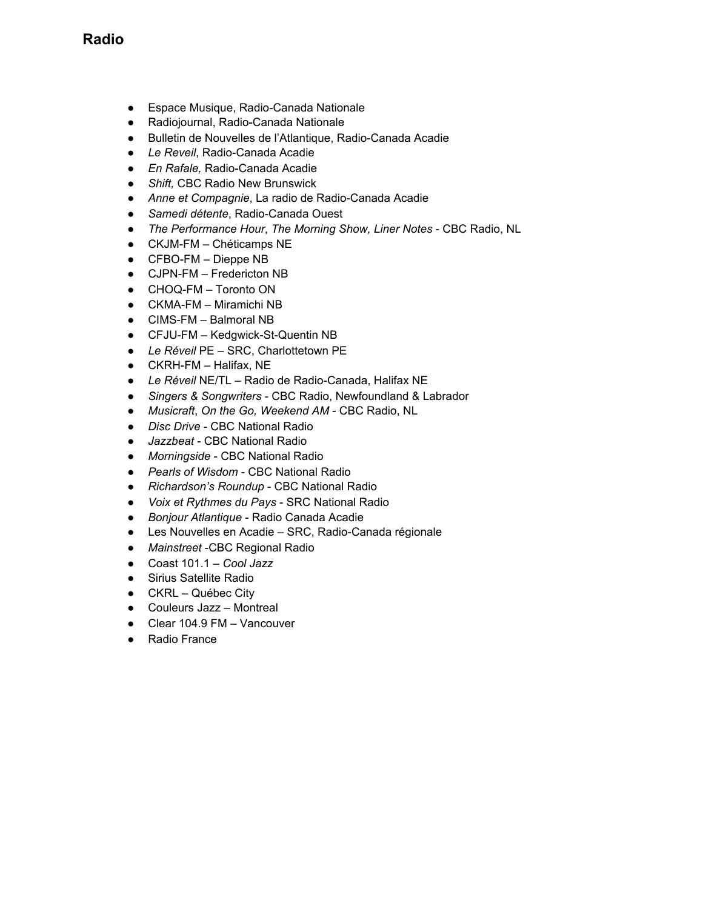## Radio

- Espace Musique, Radio-Canada Nationale
- Radiojournal, Radio-Canada Nationale
- Bulletin de Nouvelles de l'Atlantique, Radio-Canada Acadie
- *Le Reveil*, Radio-Canada Acadie
- *En Rafale,* Radio-Canada Acadie
- *Shift,* CBC Radio New Brunswick
- *Anne et Compagnie*, La radio de Radio-Canada Acadie
- *Samedi détente*, Radio-Canada Ouest
- *The Performance Hour*, *The Morning Show, Liner Notes* - CBC Radio, NL
- CKJM-FM – Chéticamps NE
- CFBO-FM – Dieppe NB
- CJPN-FM – Fredericton NB
- CHOQ-FM – Toronto ON
- CKMA-FM – Miramichi NB
- CIMS-FM – Balmoral NB
- CFJU-FM – Kedgwick-St-Quentin NB
- *Le Réveil* PE – SRC, Charlottetown PE
- CKRH-FM – Halifax, NE
- *Le Réveil* NE/TL – Radio de Radio-Canada, Halifax NE
- *Singers & Songwriters* - CBC Radio, Newfoundland & Labrador
- *Musicraft*, *On the Go, Weekend AM* - CBC Radio, NL
- *Disc Drive* - CBC National Radio
- *Jazzbeat* - CBC National Radio
- *Morningside* - CBC National Radio
- *Pearls of Wisdom* - CBC National Radio
- *Richardson's Roundup* - CBC National Radio
- *Voix et Rythmes du Pays* - SRC National Radio
- *Bonjour Atlantique* - Radio Canada Acadie
- Les Nouvelles en Acadie – SRC, Radio-Canada régionale
- *Mainstreet* -CBC Regional Radio
- Coast 101.1 – *Cool Jazz*
- Sirius Satellite Radio
- CKRL – Québec City
- Couleurs Jazz – Montreal
- Clear 104.9 FM – Vancouver
- Radio France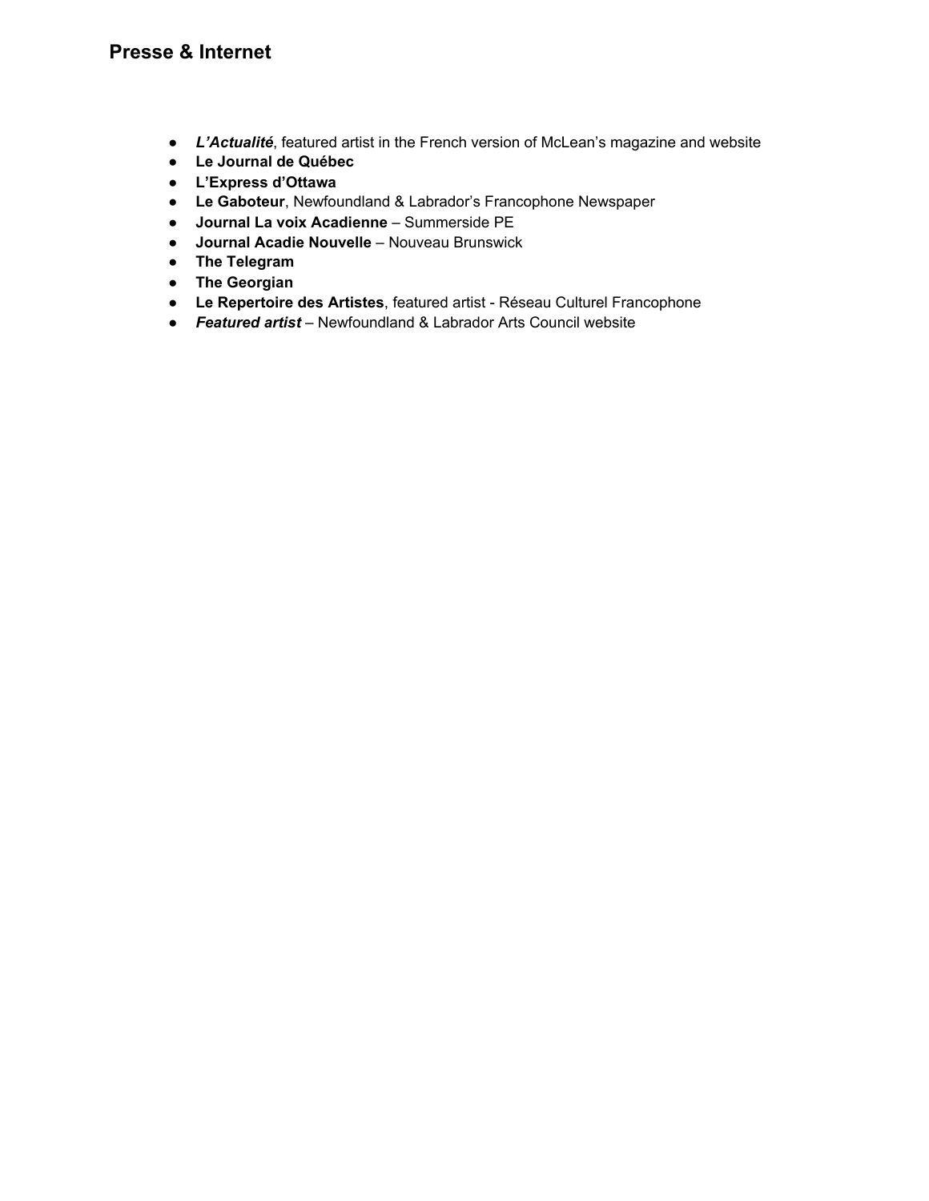## Presse & Internet

- ***L'Actualité***, featured artist in the French version of McLean's magazine and website
- **Le Journal de Québec**
- **L'Express d'Ottawa**
- **Le Gaboteur**, Newfoundland & Labrador's Francophone Newspaper
- **Journal La voix Acadienne** – Summerside PE
- **Journal Acadie Nouvelle** – Nouveau Brunswick
- **The Telegram**
- **The Georgian**
- **Le Repertoire des Artistes**, featured artist - Réseau Culturel Francophone
- ***Featured artist*** – Newfoundland & Labrador Arts Council website